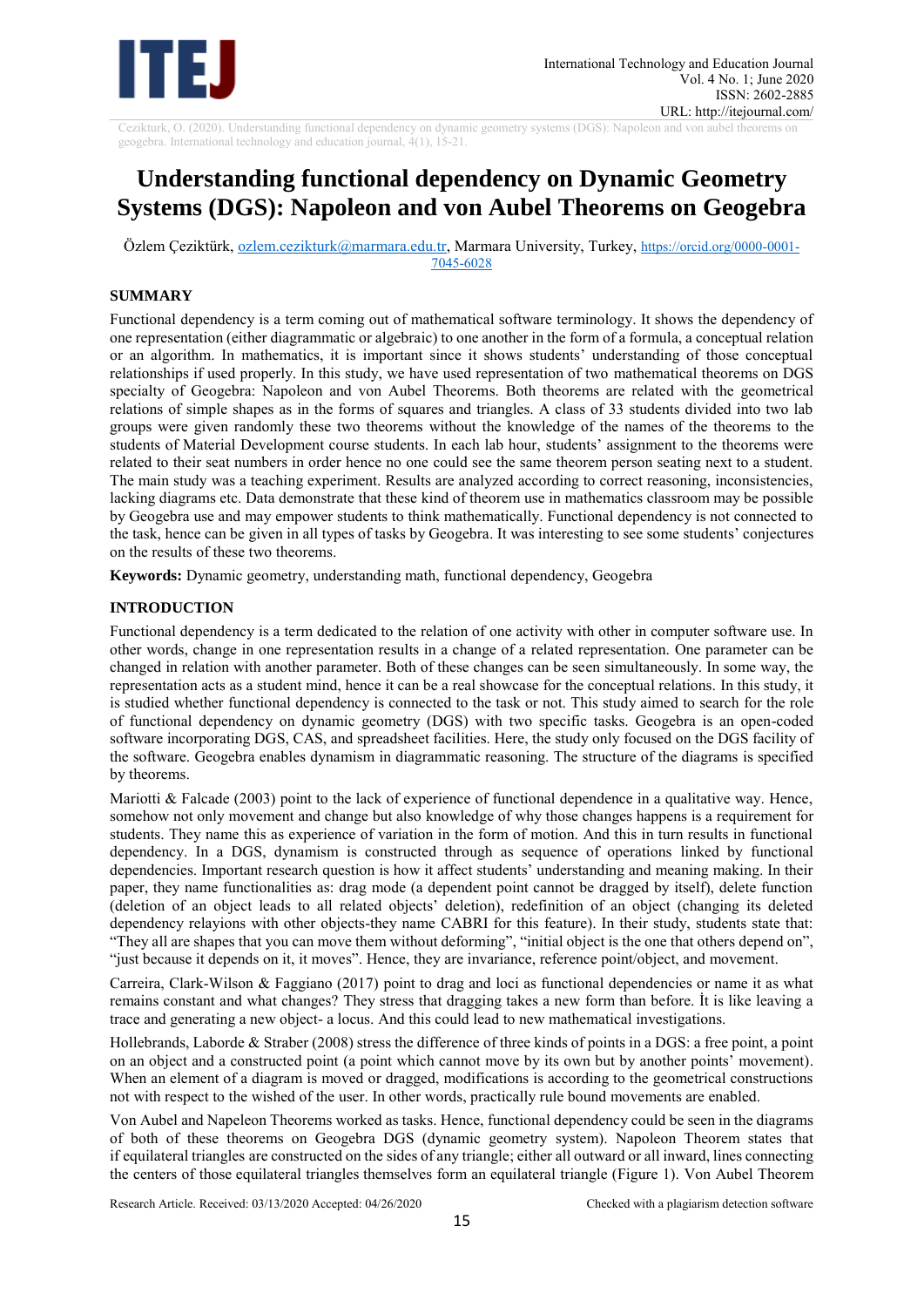# Understanding functional dependency on Dynamic Geometry Systems (DGS): Napoleon and von Aubel Theorems on Geogebra

Özlem Çeziktürk, ozlem.cezikturk@marmara.edu.tr, Marmara University, Turkey, https://orcid.org/0000-0001-7045-6028

## SUMMARY

Functional dependency is a term coming out of mathematical software terminology. It shows the dependency of one representation (either diagrammatic or algebraic) to one another in the form of a formula, a conceptual relation or an algorithm. In mathematics, it is important since it shows students' understanding of those conceptual relationships if used properly. In this study, we have used representation of two mathematical theorems on DGS specialty of Geogebra: Napoleon and von Aubel Theorems. Both theorems are related with the geometrical relations of simple shapes as in the forms of squares and triangles. A class of 33 students divided into two lab groups were given randomly these two theorems without the knowledge of the names of the theorems to the students of Material Development course students. In each lab hour, students' assignment to the theorems were related to their seat numbers in order hence no one could see the same theorem person seating next to a student. The main study was a teaching experiment. Results are analyzed according to correct reasoning, inconsistencies, lacking diagrams etc. Data demonstrate that these kind of theorem use in mathematics classroom may be possible by Geogebra use and may empower students to think mathematically. Functional dependency is not connected to the task, hence can be given in all types of tasks by Geogebra. It was interesting to see some students' conjectures on the results of these two theorems.

**Keywords:** Dynamic geometry, understanding math, functional dependency, Geogebra

## INTRODUCTION

Functional dependency is a term dedicated to the relation of one activity with other in computer software use. In other words, change in one representation results in a change of a related representation. One parameter can be changed in relation with another parameter. Both of these changes can be seen simultaneously. In some way, the representation acts as a student mind, hence it can be a real showcase for the conceptual relations. In this study, it is studied whether functional dependency is connected to the task or not. This study aimed to search for the role of functional dependency on dynamic geometry (DGS) with two specific tasks. Geogebra is an open-coded software incorporating DGS, CAS, and spreadsheet facilities. Here, the study only focused on the DGS facility of the software. Geogebra enables dynamism in diagrammatic reasoning. The structure of the diagrams is specified by theorems.

Mariotti & Falcade (2003) point to the lack of experience of functional dependence in a qualitative way. Hence, somehow not only movement and change but also knowledge of why those changes happens is a requirement for students. They name this as experience of variation in the form of motion. And this in turn results in functional dependency. In a DGS, dynamism is constructed through as sequence of operations linked by functional dependencies. Important research question is how it affect students' understanding and meaning making. In their paper, they name functionalities as: drag mode (a dependent point cannot be dragged by itself), delete function (deletion of an object leads to all related objects' deletion), redefinition of an object (changing its deleted dependency relayions with other objects-they name CABRI for this feature). In their study, students state that: "They all are shapes that you can move them without deforming", "initial object is the one that others depend on", "just because it depends on it, it moves". Hence, they are invariance, reference point/object, and movement.

Carreira, Clark-Wilson & Faggiano (2017) point to drag and loci as functional dependencies or name it as what remains constant and what changes? They stress that dragging takes a new form than before. İt is like leaving a trace and generating a new object- a locus. And this could lead to new mathematical investigations.

Hollebrands, Laborde & Straber (2008) stress the difference of three kinds of points in a DGS: a free point, a point on an object and a constructed point (a point which cannot move by its own but by another points' movement). When an element of a diagram is moved or dragged, modifications is according to the geometrical constructions not with respect to the wished of the user. In other words, practically rule bound movements are enabled.

Von Aubel and Napeleon Theorems worked as tasks. Hence, functional dependency could be seen in the diagrams of both of these theorems on Geogebra DGS (dynamic geometry system). Napoleon Theorem states that if equilateral triangles are constructed on the sides of any triangle; either all outward or all inward, lines connecting the centers of those equilateral triangles themselves form an equilateral triangle (Figure 1). Von Aubel Theorem

Research Article. Received: 03/13/2020 Accepted: 04/26/2020 Checked with a plagiarism detection software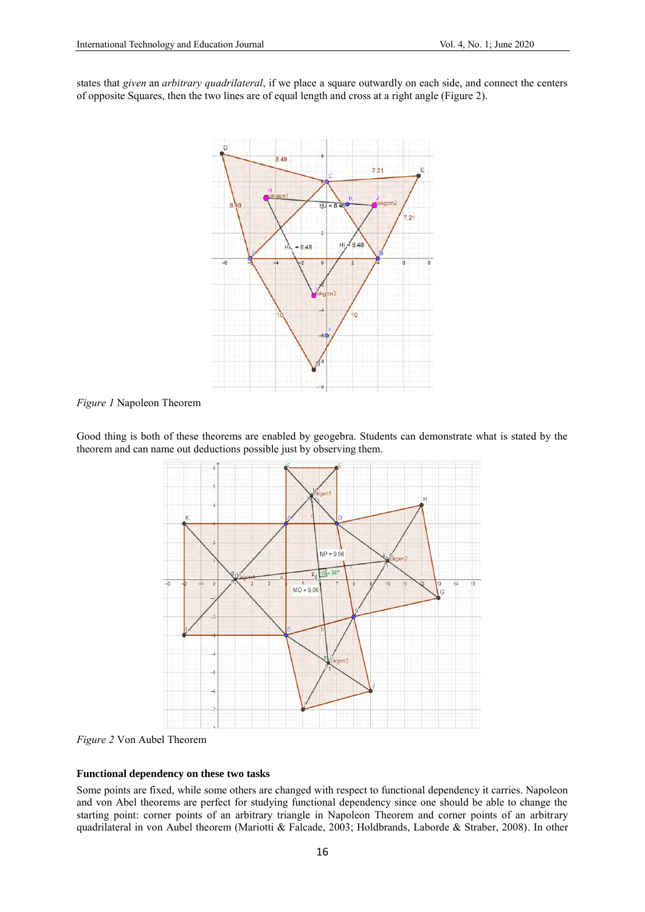states that *given* an *arbitrary quadrilateral*, if we place a square outwardly on each side, and connect the centers of opposite Squares, then the two lines are of equal length and cross at a right angle (Figure 2).

*Figure 1* Napoleon Theorem

Good thing is both of these theorems are enabled by geogebra. Students can demonstrate what is stated by the theorem and can name out deductions possible just by observing them.

*Figure 2* Von Aubel Theorem

#### Functional dependency on these two tasks

Some points are fixed, while some others are changed with respect to functional dependency it carries. Napoleon and von Abel theorems are perfect for studying functional dependency since one should be able to change the starting point: corner points of an arbitrary triangle in Napoleon Theorem and corner points of an arbitrary quadrilateral in von Aubel theorem (Mariotti & Falcade, 2003; Holdbrands, Laborde & Straber, 2008). In other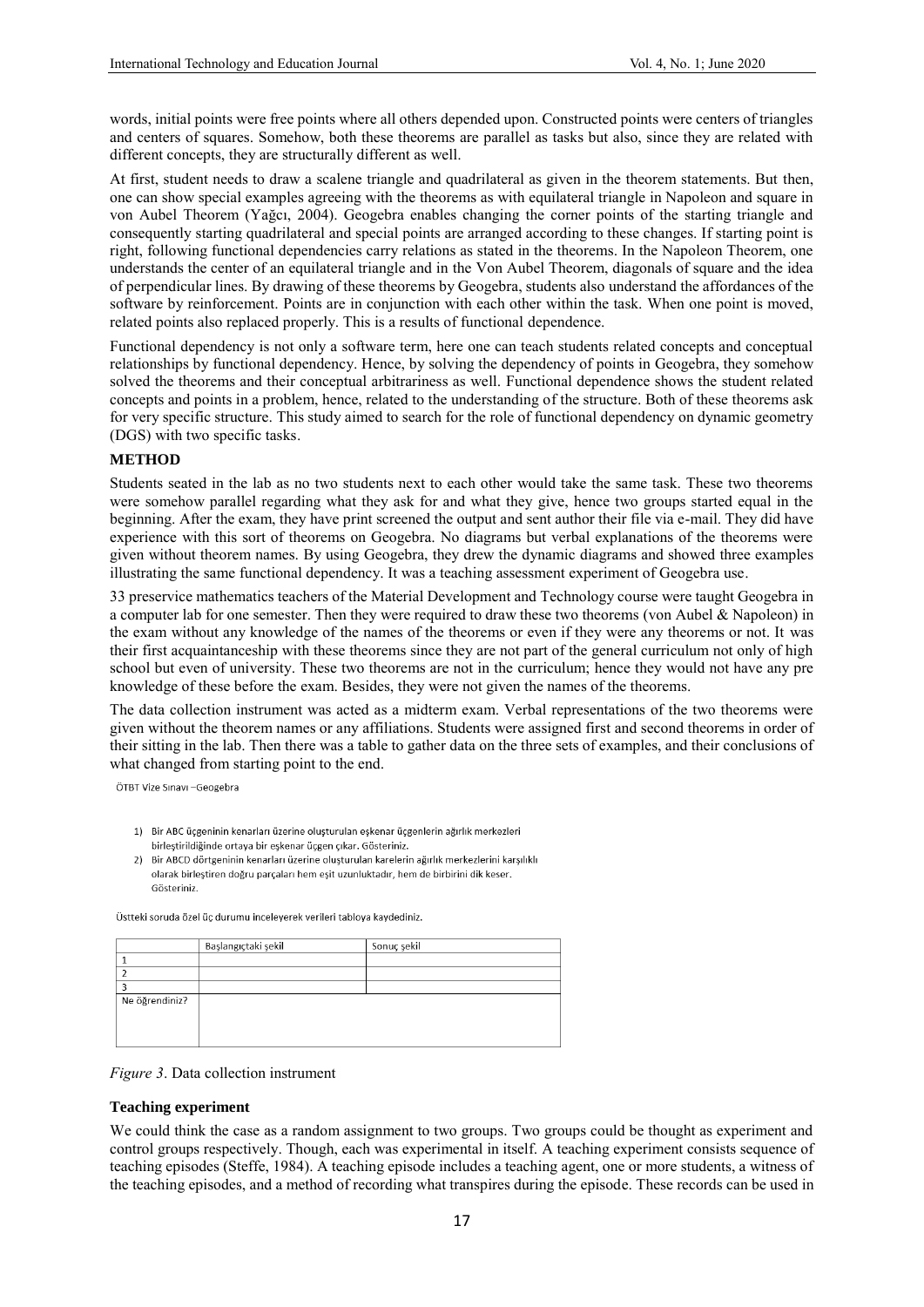words, initial points were free points where all others depended upon. Constructed points were centers of triangles and centers of squares. Somehow, both these theorems are parallel as tasks but also, since they are related with different concepts, they are structurally different as well.

At first, student needs to draw a scalene triangle and quadrilateral as given in the theorem statements. But then, one can show special examples agreeing with the theorems as with equilateral triangle in Napoleon and square in von Aubel Theorem (Yağcı, 2004). Geogebra enables changing the corner points of the starting triangle and consequently starting quadrilateral and special points are arranged according to these changes. If starting point is right, following functional dependencies carry relations as stated in the theorems. In the Napoleon Theorem, one understands the center of an equilateral triangle and in the Von Aubel Theorem, diagonals of square and the idea of perpendicular lines. By drawing of these theorems by Geogebra, students also understand the affordances of the software by reinforcement. Points are in conjunction with each other within the task. When one point is moved, related points also replaced properly. This is a results of functional dependence.

Functional dependency is not only a software term, here one can teach students related concepts and conceptual relationships by functional dependency. Hence, by solving the dependency of points in Geogebra, they somehow solved the theorems and their conceptual arbitrariness as well. Functional dependence shows the student related concepts and points in a problem, hence, related to the understanding of the structure. Both of these theorems ask for very specific structure. This study aimed to search for the role of functional dependency on dynamic geometry (DGS) with two specific tasks.

## METHOD

Students seated in the lab as no two students next to each other would take the same task. These two theorems were somehow parallel regarding what they ask for and what they give, hence two groups started equal in the beginning. After the exam, they have print screened the output and sent author their file via e-mail. They did have experience with this sort of theorems on Geogebra. No diagrams but verbal explanations of the theorems were given without theorem names. By using Geogebra, they drew the dynamic diagrams and showed three examples illustrating the same functional dependency. It was a teaching assessment experiment of Geogebra use.

33 preservice mathematics teachers of the Material Development and Technology course were taught Geogebra in a computer lab for one semester. Then they were required to draw these two theorems (von Aubel & Napoleon) in the exam without any knowledge of the names of the theorems or even if they were any theorems or not. It was their first acquaintanceship with these theorems since they are not part of the general curriculum not only of high school but even of university. These two theorems are not in the curriculum; hence they would not have any pre knowledge of these before the exam. Besides, they were not given the names of the theorems.

The data collection instrument was acted as a midterm exam. Verbal representations of the two theorems were given without the theorem names or any affiliations. Students were assigned first and second theorems in order of their sitting in the lab. Then there was a table to gather data on the three sets of examples, and their conclusions of what changed from starting point to the end.

ÖTBT Vize Sınavı –Geogebra

1) Bir ABC üçgeninin kenarları üzerine oluşturulan eşkenar üçgenlerin ağırlık merkezleri birleştirildiğinde ortaya bir eşkenar üçgen çıkar. Gösteriniz.
2) Bir ABCD dörtgeninin kenarları üzerine oluşturulan karelerin ağırlık merkezlerini karşılıklı olarak birleştiren doğru parçaları hem eşit uzunluktadır, hem de birbirini dik keser. Gösteriniz.

Üstteki soruda özel üç durumu inceleyerek verileri tabloya kaydediniz.

| | Başlangıçtaki şekil | Sonuç şekil |
|---|---|---|
| 1 | | |
| 2 | | |
| 3 | | |
| Ne öğrendiniz? | | |

*Figure 3*. Data collection instrument

### Teaching experiment

We could think the case as a random assignment to two groups. Two groups could be thought as experiment and control groups respectively. Though, each was experimental in itself. A teaching experiment consists sequence of teaching episodes (Steffe, 1984). A teaching episode includes a teaching agent, one or more students, a witness of the teaching episodes, and a method of recording what transpires during the episode. These records can be used in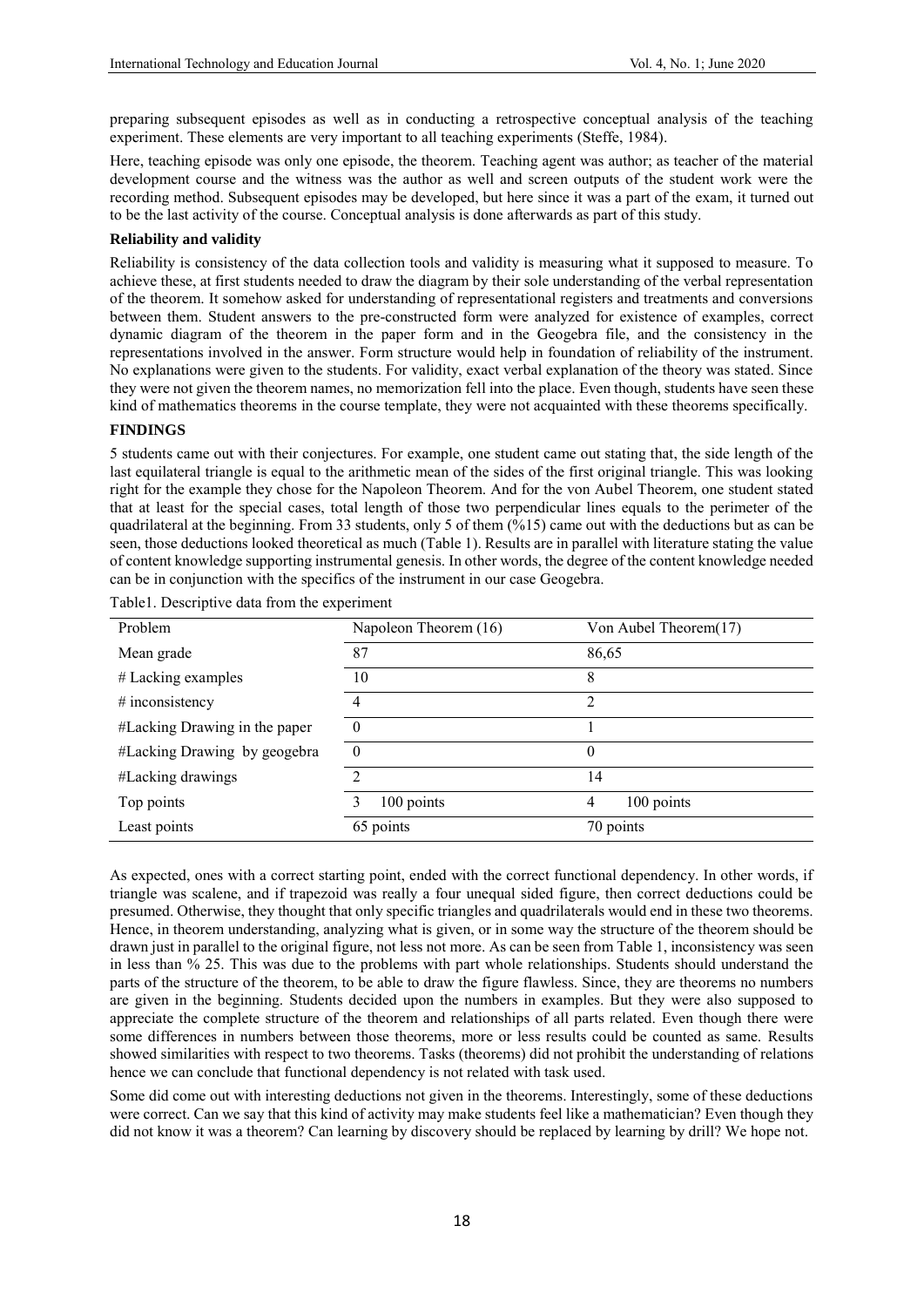preparing subsequent episodes as well as in conducting a retrospective conceptual analysis of the teaching experiment. These elements are very important to all teaching experiments (Steffe, 1984).

Here, teaching episode was only one episode, the theorem. Teaching agent was author; as teacher of the material development course and the witness was the author as well and screen outputs of the student work were the recording method. Subsequent episodes may be developed, but here since it was a part of the exam, it turned out to be the last activity of the course. Conceptual analysis is done afterwards as part of this study.

**Reliability and validity**

Reliability is consistency of the data collection tools and validity is measuring what it supposed to measure. To achieve these, at first students needed to draw the diagram by their sole understanding of the verbal representation of the theorem. It somehow asked for understanding of representational registers and treatments and conversions between them. Student answers to the pre-constructed form were analyzed for existence of examples, correct dynamic diagram of the theorem in the paper form and in the Geogebra file, and the consistency in the representations involved in the answer. Form structure would help in foundation of reliability of the instrument. No explanations were given to the students. For validity, exact verbal explanation of the theory was stated. Since they were not given the theorem names, no memorization fell into the place. Even though, students have seen these kind of mathematics theorems in the course template, they were not acquainted with these theorems specifically.

**FINDINGS**

5 students came out with their conjectures. For example, one student came out stating that, the side length of the last equilateral triangle is equal to the arithmetic mean of the sides of the first original triangle. This was looking right for the example they chose for the Napoleon Theorem. And for the von Aubel Theorem, one student stated that at least for the special cases, total length of those two perpendicular lines equals to the perimeter of the quadrilateral at the beginning. From 33 students, only 5 of them (%15) came out with the deductions but as can be seen, those deductions looked theoretical as much (Table 1). Results are in parallel with literature stating the value of content knowledge supporting instrumental genesis. In other words, the degree of the content knowledge needed can be in conjunction with the specifics of the instrument in our case Geogebra.

Table1. Descriptive data from the experiment

| Problem | Napoleon Theorem (16) | Von Aubel Theorem(17) |
|---|---|---|
| Mean grade | 87 | 86,65 |
| # Lacking examples | 10 | 8 |
| # inconsistency | 4 | 2 |
| #Lacking Drawing in the paper | 0 | 1 |
| #Lacking Drawing by geogebra | 0 | 0 |
| #Lacking drawings | 2 | 14 |
| Top points | 3 100 points | 4 100 points |
| Least points | 65 points | 70 points |

As expected, ones with a correct starting point, ended with the correct functional dependency. In other words, if triangle was scalene, and if trapezoid was really a four unequal sided figure, then correct deductions could be presumed. Otherwise, they thought that only specific triangles and quadrilaterals would end in these two theorems. Hence, in theorem understanding, analyzing what is given, or in some way the structure of the theorem should be drawn just in parallel to the original figure, not less not more. As can be seen from Table 1, inconsistency was seen in less than % 25. This was due to the problems with part whole relationships. Students should understand the parts of the structure of the theorem, to be able to draw the figure flawless. Since, they are theorems no numbers are given in the beginning. Students decided upon the numbers in examples. But they were also supposed to appreciate the complete structure of the theorem and relationships of all parts related. Even though there were some differences in numbers between those theorems, more or less results could be counted as same. Results showed similarities with respect to two theorems. Tasks (theorems) did not prohibit the understanding of relations hence we can conclude that functional dependency is not related with task used.

Some did come out with interesting deductions not given in the theorems. Interestingly, some of these deductions were correct. Can we say that this kind of activity may make students feel like a mathematician? Even though they did not know it was a theorem? Can learning by discovery should be replaced by learning by drill? We hope not.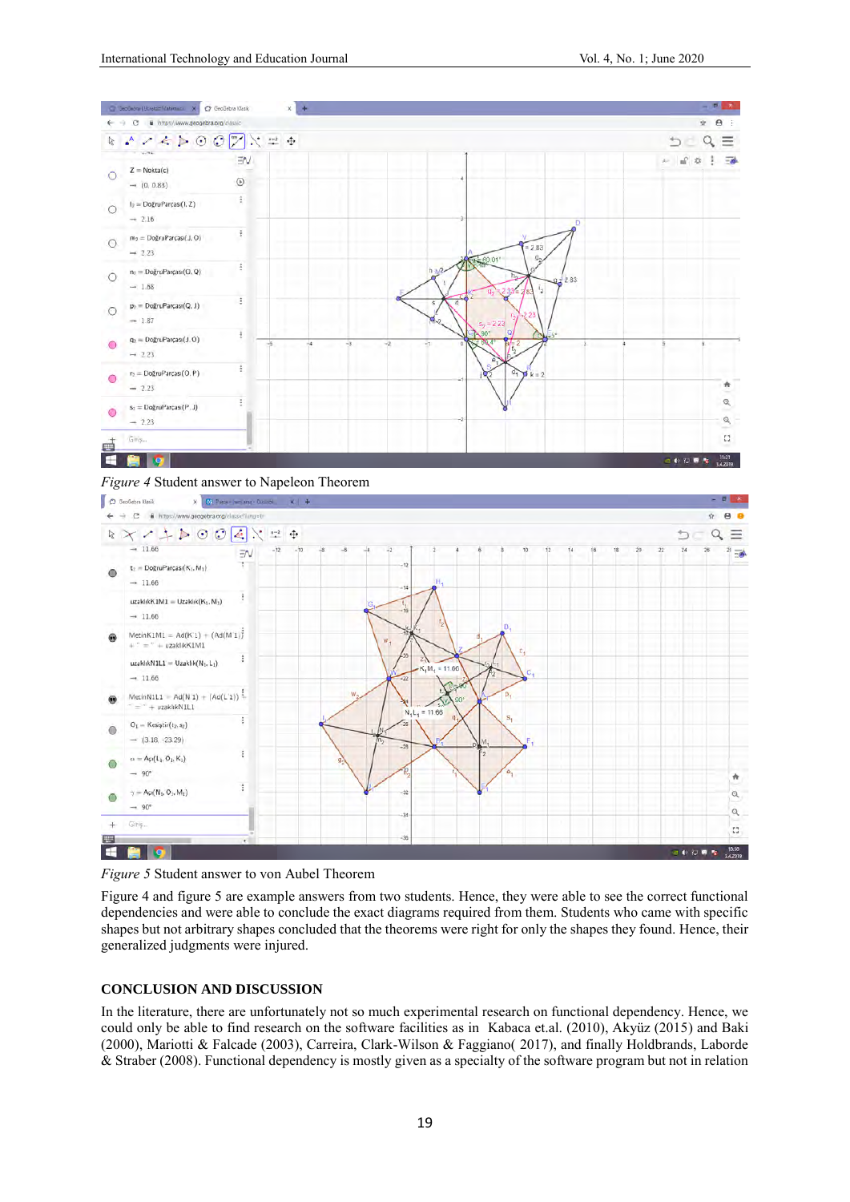*Figure 4* Student answer to Napeleon Theorem

*Figure 5* Student answer to von Aubel Theorem

Figure 4 and figure 5 are example answers from two students. Hence, they were able to see the correct functional dependencies and were able to conclude the exact diagrams required from them. Students who came with specific shapes but not arbitrary shapes concluded that the theorems were right for only the shapes they found. Hence, their generalized judgments were injured.

## CONCLUSION AND DISCUSSION

In the literature, there are unfortunately not so much experimental research on functional dependency. Hence, we could only be able to find research on the software facilities as in Kabaca et.al. (2010), Akyüz (2015) and Baki (2000), Mariotti & Falcade (2003), Carreira, Clark-Wilson & Faggiano( 2017), and finally Holdbrands, Laborde & Straber (2008). Functional dependency is mostly given as a specialty of the software program but not in relation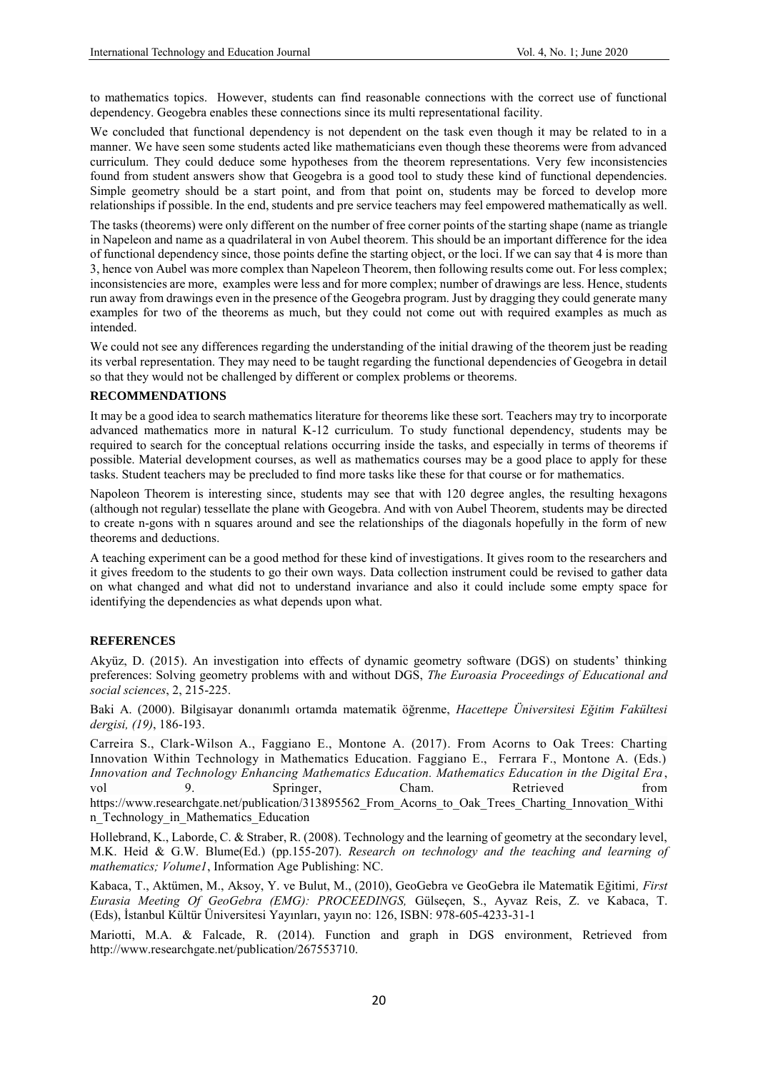to mathematics topics. However, students can find reasonable connections with the correct use of functional dependency. Geogebra enables these connections since its multi representational facility.

We concluded that functional dependency is not dependent on the task even though it may be related to in a manner. We have seen some students acted like mathematicians even though these theorems were from advanced curriculum. They could deduce some hypotheses from the theorem representations. Very few inconsistencies found from student answers show that Geogebra is a good tool to study these kind of functional dependencies. Simple geometry should be a start point, and from that point on, students may be forced to develop more relationships if possible. In the end, students and pre service teachers may feel empowered mathematically as well.

The tasks (theorems) were only different on the number of free corner points of the starting shape (name as triangle in Napeleon and name as a quadrilateral in von Aubel theorem. This should be an important difference for the idea of functional dependency since, those points define the starting object, or the loci. If we can say that 4 is more than 3, hence von Aubel was more complex than Napeleon Theorem, then following results come out. For less complex; inconsistencies are more, examples were less and for more complex; number of drawings are less. Hence, students run away from drawings even in the presence of the Geogebra program. Just by dragging they could generate many examples for two of the theorems as much, but they could not come out with required examples as much as intended.

We could not see any differences regarding the understanding of the initial drawing of the theorem just be reading its verbal representation. They may need to be taught regarding the functional dependencies of Geogebra in detail so that they would not be challenged by different or complex problems or theorems.

## RECOMMENDATIONS

It may be a good idea to search mathematics literature for theorems like these sort. Teachers may try to incorporate advanced mathematics more in natural K-12 curriculum. To study functional dependency, students may be required to search for the conceptual relations occurring inside the tasks, and especially in terms of theorems if possible. Material development courses, as well as mathematics courses may be a good place to apply for these tasks. Student teachers may be precluded to find more tasks like these for that course or for mathematics.

Napoleon Theorem is interesting since, students may see that with 120 degree angles, the resulting hexagons (although not regular) tessellate the plane with Geogebra. And with von Aubel Theorem, students may be directed to create n-gons with n squares around and see the relationships of the diagonals hopefully in the form of new theorems and deductions.

A teaching experiment can be a good method for these kind of investigations. It gives room to the researchers and it gives freedom to the students to go their own ways. Data collection instrument could be revised to gather data on what changed and what did not to understand invariance and also it could include some empty space for identifying the dependencies as what depends upon what.

## REFERENCES

Akyüz, D. (2015). An investigation into effects of dynamic geometry software (DGS) on students' thinking preferences: Solving geometry problems with and without DGS, *The Euroasia Proceedings of Educational and social sciences*, 2, 215-225.

Baki A. (2000). Bilgisayar donanımlı ortamda matematik öğrenme, *Hacettepe Üniversitesi Eğitim Fakültesi dergisi, (19)*, 186-193.

Carreira S., Clark-Wilson A., Faggiano E., Montone A. (2017). From Acorns to Oak Trees: Charting Innovation Within Technology in Mathematics Education. Faggiano E., Ferrara F., Montone A. (Eds.) *Innovation and Technology Enhancing Mathematics Education. Mathematics Education in the Digital Era*, vol 9. Springer, Cham. Retrieved from https://www.researchgate.net/publication/313895562_From_Acorns_to_Oak_Trees_Charting_Innovation_Within_Technology_in_Mathematics_Education

Hollebrand, K., Laborde, C. & Straber, R. (2008). Technology and the learning of geometry at the secondary level, M.K. Heid & G.W. Blume(Ed.) (pp.155-207). *Research on technology and the teaching and learning of mathematics; Volume1*, Information Age Publishing: NC.

Kabaca, T., Aktümen, M., Aksoy, Y. ve Bulut, M., (2010), GeoGebra ve GeoGebra ile Matematik Eğitimi*, First Eurasia Meeting Of GeoGebra (EMG): PROCEEDINGS,* Gülseçen, S., Ayvaz Reis, Z. ve Kabaca, T. (Eds), İstanbul Kültür Üniversitesi Yayınları, yayın no: 126, ISBN: 978-605-4233-31-1

Mariotti, M.A. & Falcade, R. (2014). Function and graph in DGS environment, Retrieved from http://www.researchgate.net/publication/267553710.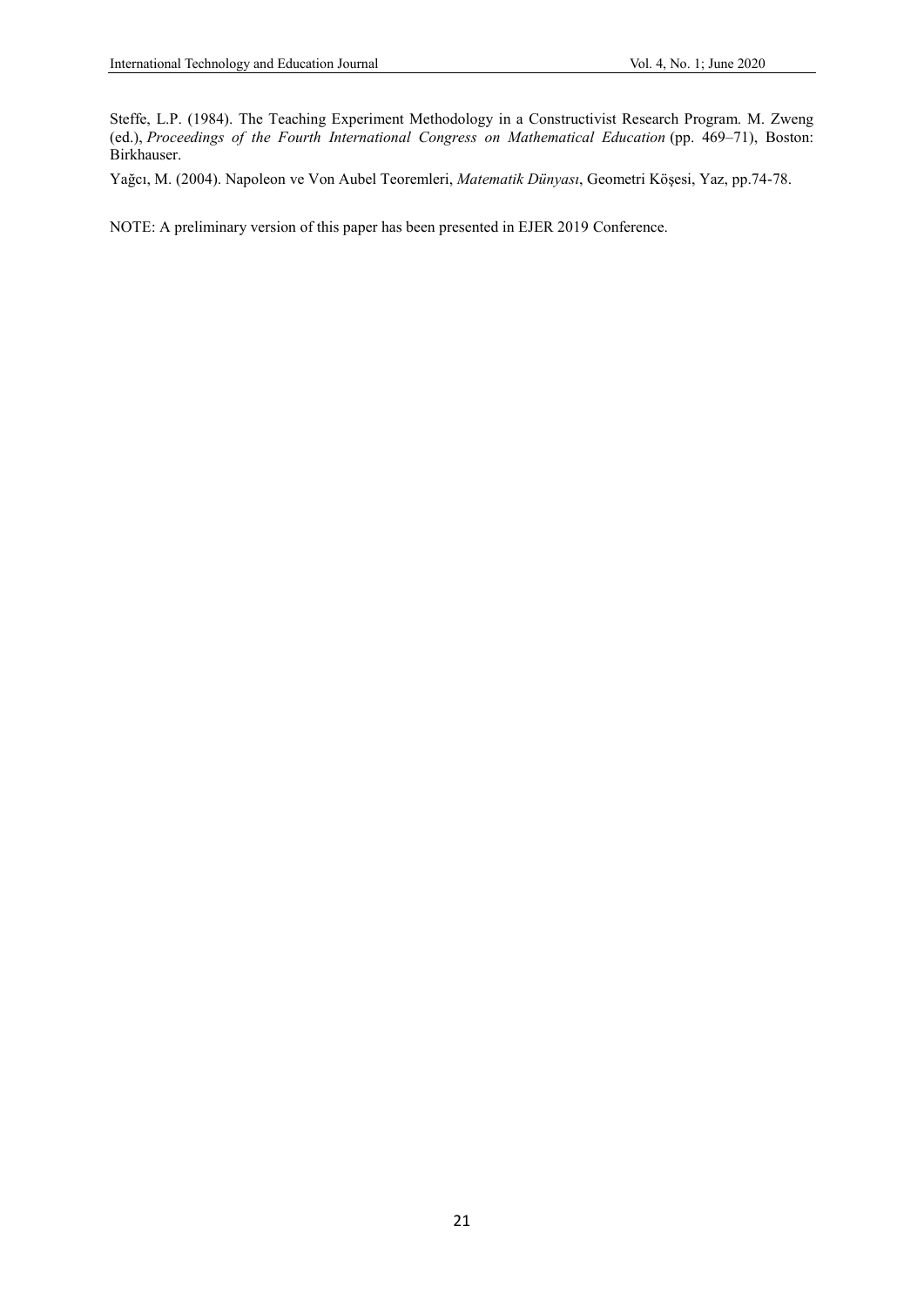Steffe, L.P. (1984). The Teaching Experiment Methodology in a Constructivist Research Program. M. Zweng (ed.), *Proceedings of the Fourth International Congress on Mathematical Education* (pp. 469–71), Boston: Birkhauser.

Yağcı, M. (2004). Napoleon ve Von Aubel Teoremleri, *Matematik Dünyası*, Geometri Köşesi, Yaz, pp.74-78.

NOTE: A preliminary version of this paper has been presented in EJER 2019 Conference.